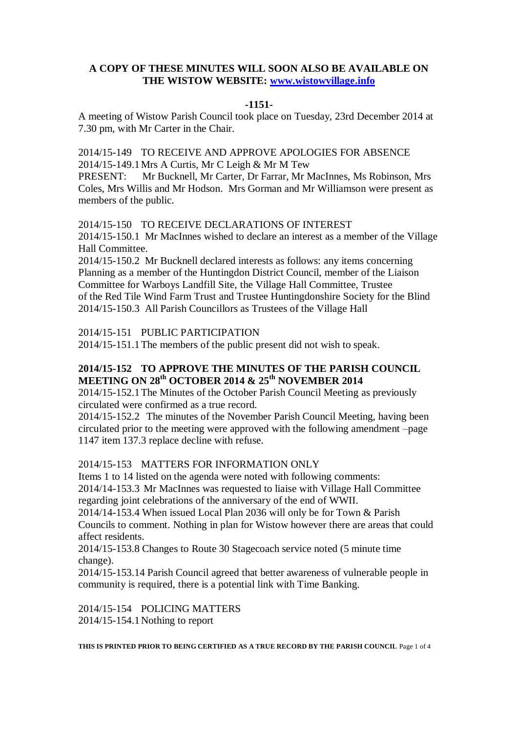**A COPY OF THESE MINUTES WILL SOON ALSO BE AVAILABLE ON THE WISTOW WEBSITE: [www.wistowvillage.info](http://www.wistowvillage.info)**

**-1151-**

A meeting of Wistow Parish Council took place on Tuesday, 23rd December 2014 at 7.30 pm, with Mr Carter in the Chair.

2014/15-149 TO RECEIVE AND APPROVE APOLOGIES FOR ABSENCE
2014/15-149.1 Mrs A Curtis, Mr C Leigh & Mr M Tew
PRESENT: Mr Bucknell, Mr Carter, Dr Farrar, Mr MacInnes, Ms Robinson, Mrs Coles, Mrs Willis and Mr Hodson. Mrs Gorman and Mr Williamson were present as members of the public.

2014/15-150 TO RECEIVE DECLARATIONS OF INTEREST
2014/15-150.1 Mr MacInnes wished to declare an interest as a member of the Village Hall Committee.
2014/15-150.2 Mr Bucknell declared interests as follows: any items concerning Planning as a member of the Huntingdon District Council, member of the Liaison Committee for Warboys Landfill Site, the Village Hall Committee, Trustee of the Red Tile Wind Farm Trust and Trustee Huntingdonshire Society for the Blind
2014/15-150.3 All Parish Councillors as Trustees of the Village Hall

2014/15-151 PUBLIC PARTICIPATION
2014/15-151.1 The members of the public present did not wish to speak.

**2014/15-152 TO APPROVE THE MINUTES OF THE PARISH COUNCIL MEETING ON 28th OCTOBER 2014 & 25th NOVEMBER 2014**
2014/15-152.1 The Minutes of the October Parish Council Meeting as previously circulated were confirmed as a true record.
2014/15-152.2 The minutes of the November Parish Council Meeting, having been circulated prior to the meeting were approved with the following amendment –page 1147 item 137.3 replace decline with refuse.

2014/15-153 MATTERS FOR INFORMATION ONLY
Items 1 to 14 listed on the agenda were noted with following comments:
2014/14-153.3 Mr MacInnes was requested to liaise with Village Hall Committee regarding joint celebrations of the anniversary of the end of WWII.
2014/14-153.4 When issued Local Plan 2036 will only be for Town & Parish Councils to comment. Nothing in plan for Wistow however there are areas that could affect residents.
2014/15-153.8 Changes to Route 30 Stagecoach service noted (5 minute time change).
2014/15-153.14 Parish Council agreed that better awareness of vulnerable people in community is required, there is a potential link with Time Banking.

2014/15-154 POLICING MATTERS
2014/15-154.1 Nothing to report

THIS IS PRINTED PRIOR TO BEING CERTIFIED AS A TRUE RECORD BY THE PARISH COUNCIL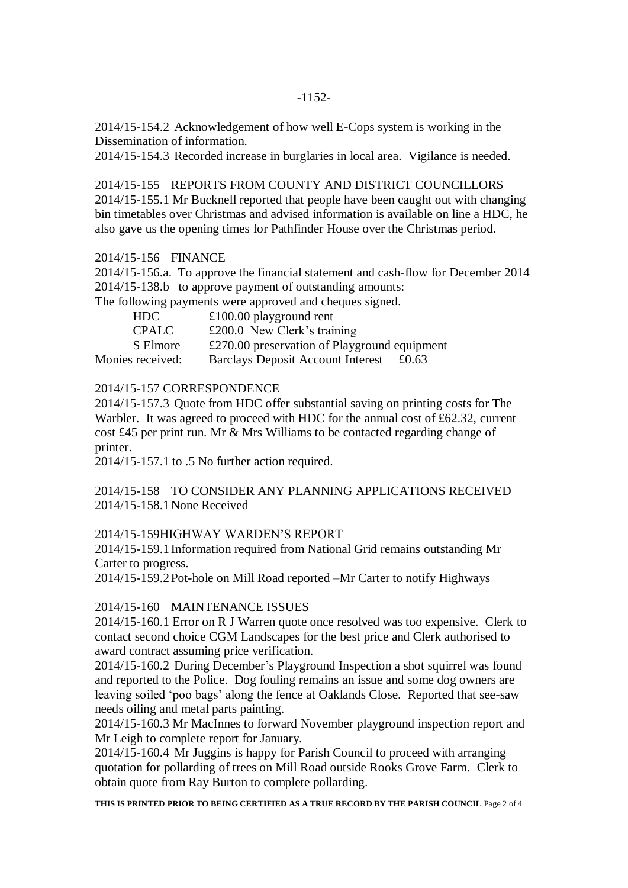2014/15-154.2 Acknowledgement of how well E-Cops system is working in the Dissemination of information.

2014/15-154.3 Recorded increase in burglaries in local area. Vigilance is needed.

2014/15-155 REPORTS FROM COUNTY AND DISTRICT COUNCILLORS

2014/15-155.1 Mr Bucknell reported that people have been caught out with changing bin timetables over Christmas and advised information is available on line a HDC, he also gave us the opening times for Pathfinder House over the Christmas period.

2014/15-156 FINANCE

2014/15-156.a. To approve the financial statement and cash-flow for December 2014

2014/15-138.b to approve payment of outstanding amounts:

The following payments were approved and cheques signed.

| | | |
|---|---|---|
| HDC | £100.00 playground rent | |
| CPALC | £200.0 New Clerk's training | |
| S Elmore | £270.00 preservation of Playground equipment | |
| Monies received: | Barclays Deposit Account Interest | £0.63 |

2014/15-157 CORRESPONDENCE

2014/15-157.3 Quote from HDC offer substantial saving on printing costs for The Warbler. It was agreed to proceed with HDC for the annual cost of £62.32, current cost £45 per print run. Mr & Mrs Williams to be contacted regarding change of printer.

2014/15-157.1 to .5 No further action required.

2014/15-158 TO CONSIDER ANY PLANNING APPLICATIONS RECEIVED

2014/15-158.1 None Received

2014/15-159HIGHWAY WARDEN'S REPORT

2014/15-159.1 Information required from National Grid remains outstanding Mr Carter to progress.

2014/15-159.2 Pot-hole on Mill Road reported –Mr Carter to notify Highways

2014/15-160 MAINTENANCE ISSUES

2014/15-160.1 Error on R J Warren quote once resolved was too expensive. Clerk to contact second choice CGM Landscapes for the best price and Clerk authorised to award contract assuming price verification.

2014/15-160.2 During December's Playground Inspection a shot squirrel was found and reported to the Police. Dog fouling remains an issue and some dog owners are leaving soiled 'poo bags' along the fence at Oaklands Close. Reported that see-saw needs oiling and metal parts painting.

2014/15-160.3 Mr MacInnes to forward November playground inspection report and Mr Leigh to complete report for January.

2014/15-160.4 Mr Juggins is happy for Parish Council to proceed with arranging quotation for pollarding of trees on Mill Road outside Rooks Grove Farm. Clerk to obtain quote from Ray Burton to complete pollarding.

**THIS IS PRINTED PRIOR TO BEING CERTIFIED AS A TRUE RECORD BY THE PARISH COUNCIL**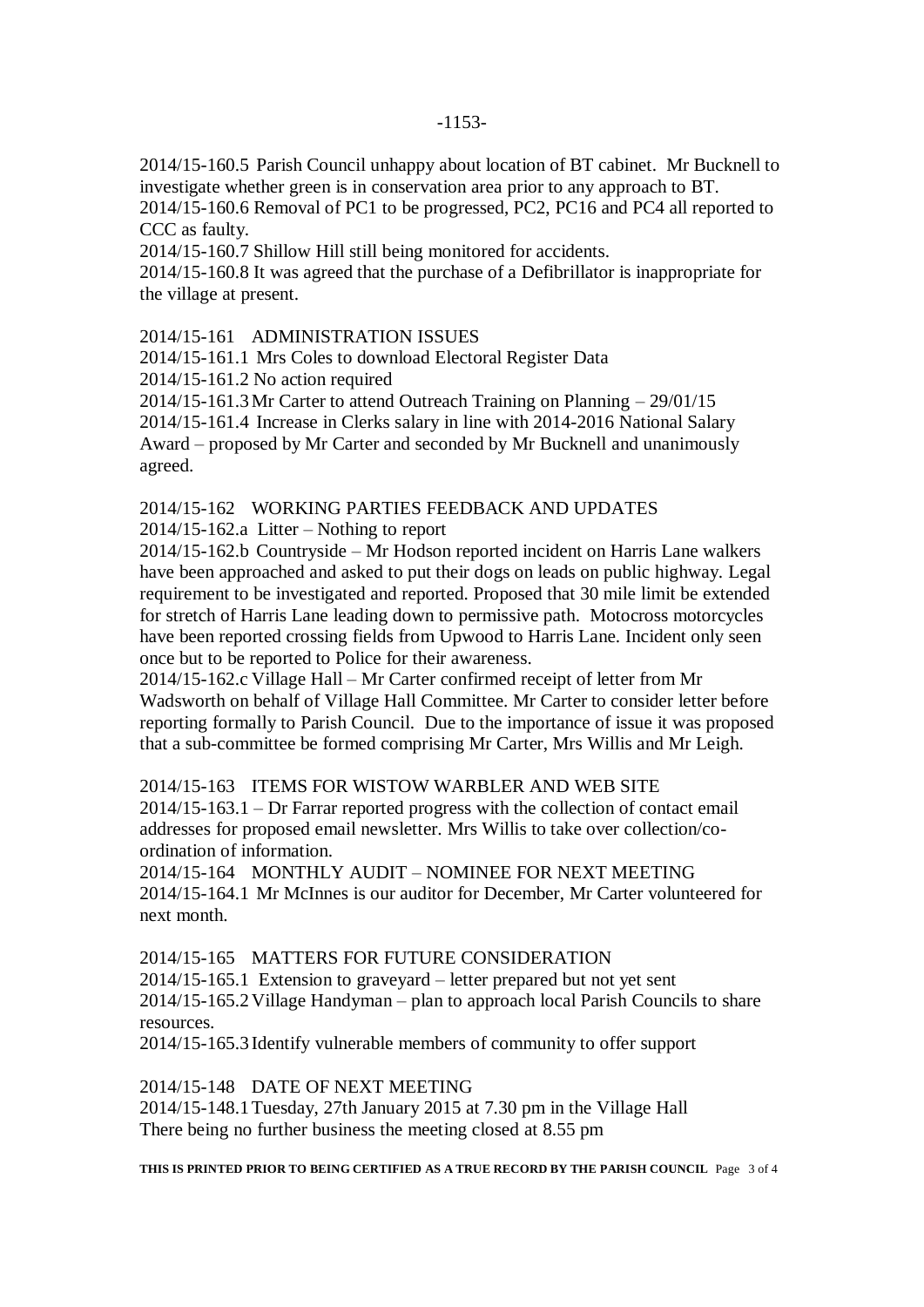2014/15-160.5 Parish Council unhappy about location of BT cabinet. Mr Bucknell to investigate whether green is in conservation area prior to any approach to BT.
2014/15-160.6 Removal of PC1 to be progressed, PC2, PC16 and PC4 all reported to CCC as faulty.
2014/15-160.7 Shillow Hill still being monitored for accidents.
2014/15-160.8 It was agreed that the purchase of a Defibrillator is inappropriate for the village at present.

2014/15-161 ADMINISTRATION ISSUES
2014/15-161.1 Mrs Coles to download Electoral Register Data
2014/15-161.2 No action required
2014/15-161.3 Mr Carter to attend Outreach Training on Planning – 29/01/15
2014/15-161.4 Increase in Clerks salary in line with 2014-2016 National Salary Award – proposed by Mr Carter and seconded by Mr Bucknell and unanimously agreed.

2014/15-162 WORKING PARTIES FEEDBACK AND UPDATES
2014/15-162.a Litter – Nothing to report
2014/15-162.b Countryside – Mr Hodson reported incident on Harris Lane walkers have been approached and asked to put their dogs on leads on public highway. Legal requirement to be investigated and reported. Proposed that 30 mile limit be extended for stretch of Harris Lane leading down to permissive path. Motocross motorcycles have been reported crossing fields from Upwood to Harris Lane. Incident only seen once but to be reported to Police for their awareness.
2014/15-162.c Village Hall – Mr Carter confirmed receipt of letter from Mr Wadsworth on behalf of Village Hall Committee. Mr Carter to consider letter before reporting formally to Parish Council. Due to the importance of issue it was proposed that a sub-committee be formed comprising Mr Carter, Mrs Willis and Mr Leigh.

2014/15-163 ITEMS FOR WISTOW WARBLER AND WEB SITE
2014/15-163.1 – Dr Farrar reported progress with the collection of contact email addresses for proposed email newsletter. Mrs Willis to take over collection/co-ordination of information.
2014/15-164 MONTHLY AUDIT – NOMINEE FOR NEXT MEETING
2014/15-164.1 Mr McInnes is our auditor for December, Mr Carter volunteered for next month.

2014/15-165 MATTERS FOR FUTURE CONSIDERATION
2014/15-165.1 Extension to graveyard – letter prepared but not yet sent
2014/15-165.2 Village Handyman – plan to approach local Parish Councils to share resources.
2014/15-165.3 Identify vulnerable members of community to offer support

2014/15-148 DATE OF NEXT MEETING
2014/15-148.1 Tuesday, 27th January 2015 at 7.30 pm in the Village Hall
There being no further business the meeting closed at 8.55 pm

**THIS IS PRINTED PRIOR TO BEING CERTIFIED AS A TRUE RECORD BY THE PARISH COUNCIL**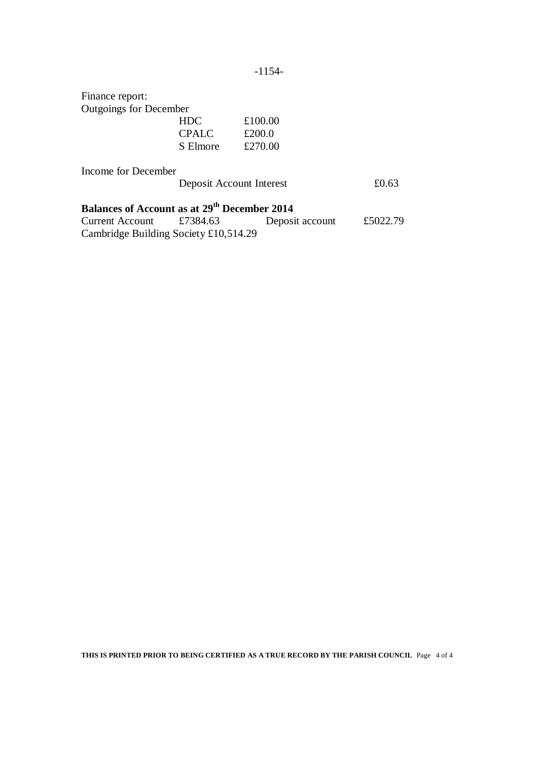-1154-

Finance report:
Outgoings for December

| | |
|---|---|
| HDC | £100.00 |
| CPALC | £200.0 |
| S Elmore | £270.00 |

Income for December

| | |
|---|---|
| Deposit Account Interest | £0.63 |

**Balances of Account as at 29th December 2014**

| | | | |
|---|---|---|---|
| Current Account | £7384.63 | Deposit account | £5022.79 |

Cambridge Building Society £10,514.29

**THIS IS PRINTED PRIOR TO BEING CERTIFIED AS A TRUE RECORD BY THE PARISH COUNCIL**